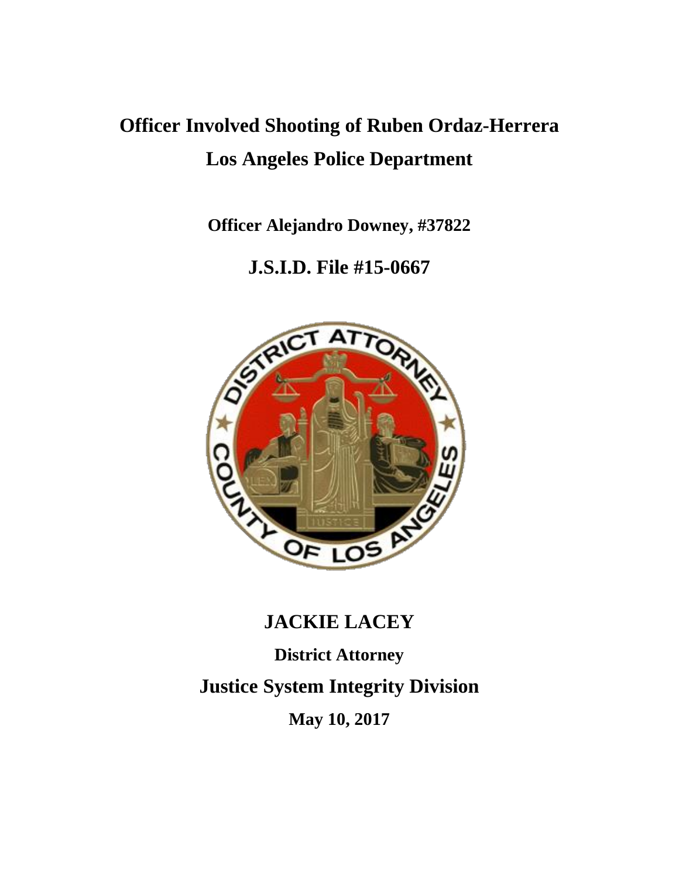# Officer Involved Shooting of Ruben Ordaz-Herrera

# Los Angeles Police Department

**Officer Alejandro Downey, #37822**

## J.S.I.D. File #15-0667

## JACKIE LACEY

**District Attorney**

## Justice System Integrity Division

**May 10, 2017**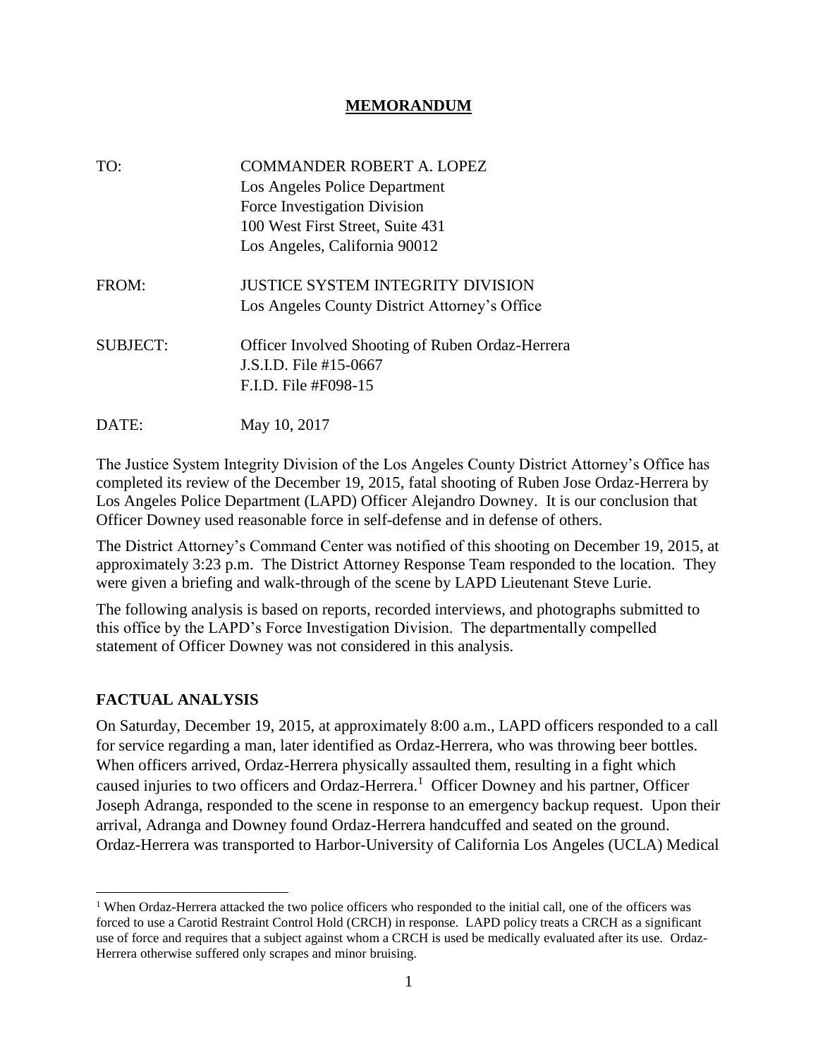# MEMORANDUM

| | |
|---|---|
| TO: | COMMANDER ROBERT A. LOPEZ<br>Los Angeles Police Department<br>Force Investigation Division<br>100 West First Street, Suite 431<br>Los Angeles, California 90012 |
| FROM: | JUSTICE SYSTEM INTEGRITY DIVISION<br>Los Angeles County District Attorney's Office |
| SUBJECT: | Officer Involved Shooting of Ruben Ordaz-Herrera<br>J.S.I.D. File #15-0667<br>F.I.D. File #F098-15 |
| DATE: | May 10, 2017 |

The Justice System Integrity Division of the Los Angeles County District Attorney's Office has completed its review of the December 19, 2015, fatal shooting of Ruben Jose Ordaz-Herrera by Los Angeles Police Department (LAPD) Officer Alejandro Downey. It is our conclusion that Officer Downey used reasonable force in self-defense and in defense of others.

The District Attorney's Command Center was notified of this shooting on December 19, 2015, at approximately 3:23 p.m. The District Attorney Response Team responded to the location. They were given a briefing and walk-through of the scene by LAPD Lieutenant Steve Lurie.

The following analysis is based on reports, recorded interviews, and photographs submitted to this office by the LAPD's Force Investigation Division. The departmentally compelled statement of Officer Downey was not considered in this analysis.

## FACTUAL ANALYSIS

On Saturday, December 19, 2015, at approximately 8:00 a.m., LAPD officers responded to a call for service regarding a man, later identified as Ordaz-Herrera, who was throwing beer bottles. When officers arrived, Ordaz-Herrera physically assaulted them, resulting in a fight which caused injuries to two officers and Ordaz-Herrera.[1] Officer Downey and his partner, Officer Joseph Adranga, responded to the scene in response to an emergency backup request. Upon their arrival, Adranga and Downey found Ordaz-Herrera handcuffed and seated on the ground. Ordaz-Herrera was transported to Harbor-University of California Los Angeles (UCLA) Medical

[1] When Ordaz-Herrera attacked the two police officers who responded to the initial call, one of the officers was forced to use a Carotid Restraint Control Hold (CRCH) in response. LAPD policy treats a CRCH as a significant use of force and requires that a subject against whom a CRCH is used be medically evaluated after its use. Ordaz-Herrera otherwise suffered only scrapes and minor bruising.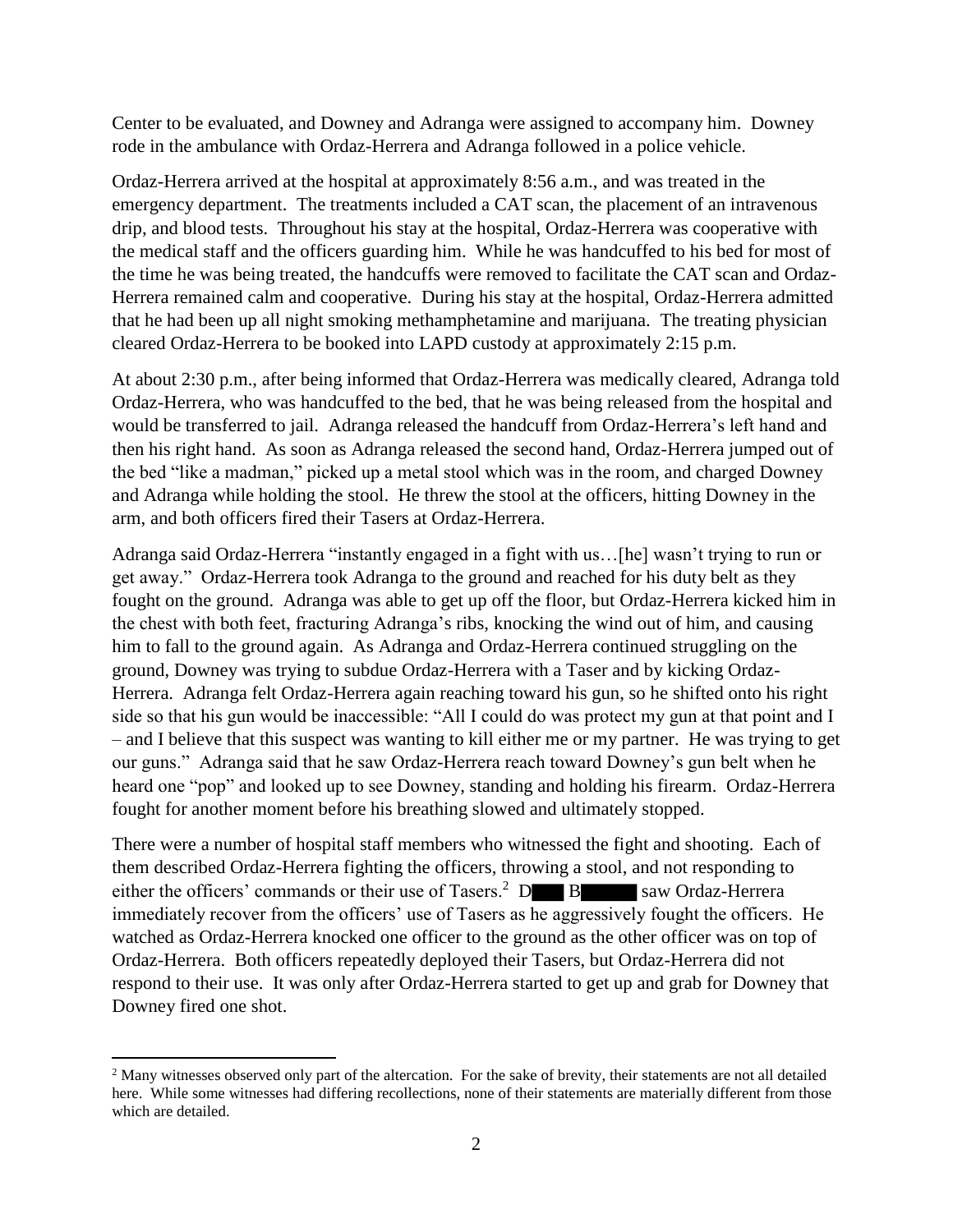Center to be evaluated, and Downey and Adranga were assigned to accompany him. Downey rode in the ambulance with Ordaz-Herrera and Adranga followed in a police vehicle.

Ordaz-Herrera arrived at the hospital at approximately 8:56 a.m., and was treated in the emergency department. The treatments included a CAT scan, the placement of an intravenous drip, and blood tests. Throughout his stay at the hospital, Ordaz-Herrera was cooperative with the medical staff and the officers guarding him. While he was handcuffed to his bed for most of the time he was being treated, the handcuffs were removed to facilitate the CAT scan and Ordaz-Herrera remained calm and cooperative. During his stay at the hospital, Ordaz-Herrera admitted that he had been up all night smoking methamphetamine and marijuana. The treating physician cleared Ordaz-Herrera to be booked into LAPD custody at approximately 2:15 p.m.

At about 2:30 p.m., after being informed that Ordaz-Herrera was medically cleared, Adranga told Ordaz-Herrera, who was handcuffed to the bed, that he was being released from the hospital and would be transferred to jail. Adranga released the handcuff from Ordaz-Herrera's left hand and then his right hand. As soon as Adranga released the second hand, Ordaz-Herrera jumped out of the bed "like a madman," picked up a metal stool which was in the room, and charged Downey and Adranga while holding the stool. He threw the stool at the officers, hitting Downey in the arm, and both officers fired their Tasers at Ordaz-Herrera.

Adranga said Ordaz-Herrera "instantly engaged in a fight with us…[he] wasn't trying to run or get away." Ordaz-Herrera took Adranga to the ground and reached for his duty belt as they fought on the ground. Adranga was able to get up off the floor, but Ordaz-Herrera kicked him in the chest with both feet, fracturing Adranga's ribs, knocking the wind out of him, and causing him to fall to the ground again. As Adranga and Ordaz-Herrera continued struggling on the ground, Downey was trying to subdue Ordaz-Herrera with a Taser and by kicking Ordaz-Herrera. Adranga felt Ordaz-Herrera again reaching toward his gun, so he shifted onto his right side so that his gun would be inaccessible: "All I could do was protect my gun at that point and I – and I believe that this suspect was wanting to kill either me or my partner. He was trying to get our guns." Adranga said that he saw Ordaz-Herrera reach toward Downey's gun belt when he heard one "pop" and looked up to see Downey, standing and holding his firearm. Ordaz-Herrera fought for another moment before his breathing slowed and ultimately stopped.

There were a number of hospital staff members who witnessed the fight and shooting. Each of them described Ordaz-Herrera fighting the officers, throwing a stool, and not responding to either the officers' commands or their use of Tasers.[2] D▇▇ B▇▇▇ saw Ordaz-Herrera immediately recover from the officers' use of Tasers as he aggressively fought the officers. He watched as Ordaz-Herrera knocked one officer to the ground as the other officer was on top of Ordaz-Herrera. Both officers repeatedly deployed their Tasers, but Ordaz-Herrera did not respond to their use. It was only after Ordaz-Herrera started to get up and grab for Downey that Downey fired one shot.

---

[2] Many witnesses observed only part of the altercation. For the sake of brevity, their statements are not all detailed here. While some witnesses had differing recollections, none of their statements are materially different from those which are detailed.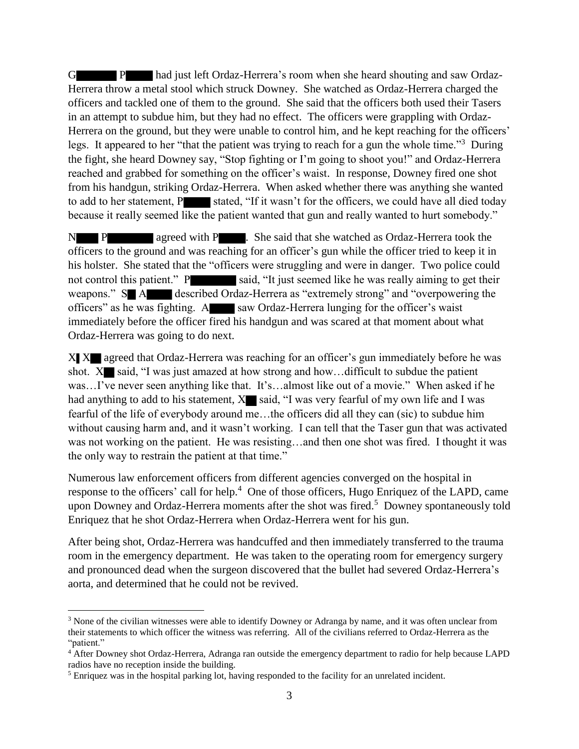G█████ P████ had just left Ordaz-Herrera's room when she heard shouting and saw Ordaz-Herrera throw a metal stool which struck Downey. She watched as Ordaz-Herrera charged the officers and tackled one of them to the ground. She said that the officers both used their Tasers in an attempt to subdue him, but they had no effect. The officers were grappling with Ordaz-Herrera on the ground, but they were unable to control him, and he kept reaching for the officers' legs. It appeared to her "that the patient was trying to reach for a gun the whole time."[3] During the fight, she heard Downey say, "Stop fighting or I'm going to shoot you!" and Ordaz-Herrera reached and grabbed for something on the officer's waist. In response, Downey fired one shot from his handgun, striking Ordaz-Herrera. When asked whether there was anything she wanted to add to her statement, P████ stated, "If it wasn't for the officers, we could have all died today because it really seemed like the patient wanted that gun and really wanted to hurt somebody."

N████ P██████ agreed with P████. She said that she watched as Ordaz-Herrera took the officers to the ground and was reaching for an officer's gun while the officer tried to keep it in his holster. She stated that the "officers were struggling and were in danger. Two police could not control this patient." P██████ said, "It just seemed like he was really aiming to get their weapons." S█ A████ described Ordaz-Herrera as "extremely strong" and "overpowering the officers" as he was fighting. A████ saw Ordaz-Herrera lunging for the officer's waist immediately before the officer fired his handgun and was scared at that moment about what Ordaz-Herrera was going to do next.

X█ X█ agreed that Ordaz-Herrera was reaching for an officer's gun immediately before he was shot. X█ said, "I was just amazed at how strong and how…difficult to subdue the patient was…I've never seen anything like that. It's…almost like out of a movie." When asked if he had anything to add to his statement, X█ said, "I was very fearful of my own life and I was fearful of the life of everybody around me…the officers did all they can (sic) to subdue him without causing harm and, and it wasn't working. I can tell that the Taser gun that was activated was not working on the patient. He was resisting…and then one shot was fired. I thought it was the only way to restrain the patient at that time."

Numerous law enforcement officers from different agencies converged on the hospital in response to the officers' call for help.[4] One of those officers, Hugo Enriquez of the LAPD, came upon Downey and Ordaz-Herrera moments after the shot was fired.[5] Downey spontaneously told Enriquez that he shot Ordaz-Herrera when Ordaz-Herrera went for his gun.

After being shot, Ordaz-Herrera was handcuffed and then immediately transferred to the trauma room in the emergency department. He was taken to the operating room for emergency surgery and pronounced dead when the surgeon discovered that the bullet had severed Ordaz-Herrera's aorta, and determined that he could not be revived.

---

[3] None of the civilian witnesses were able to identify Downey or Adranga by name, and it was often unclear from their statements to which officer the witness was referring. All of the civilians referred to Ordaz-Herrera as the "patient."

[4] After Downey shot Ordaz-Herrera, Adranga ran outside the emergency department to radio for help because LAPD radios have no reception inside the building.

[5] Enriquez was in the hospital parking lot, having responded to the facility for an unrelated incident.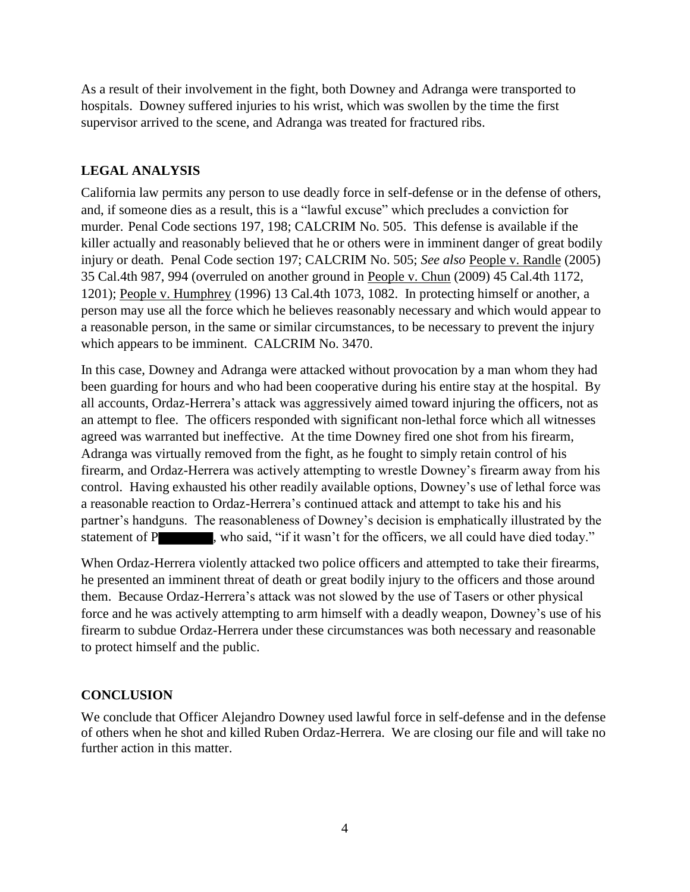As a result of their involvement in the fight, both Downey and Adranga were transported to hospitals. Downey suffered injuries to his wrist, which was swollen by the time the first supervisor arrived to the scene, and Adranga was treated for fractured ribs.

## LEGAL ANALYSIS

California law permits any person to use deadly force in self-defense or in the defense of others, and, if someone dies as a result, this is a "lawful excuse" which precludes a conviction for murder. Penal Code sections 197, 198; CALCRIM No. 505. This defense is available if the killer actually and reasonably believed that he or others were in imminent danger of great bodily injury or death. Penal Code section 197; CALCRIM No. 505; *See also* People v. Randle (2005) 35 Cal.4th 987, 994 (overruled on another ground in People v. Chun (2009) 45 Cal.4th 1172, 1201); People v. Humphrey (1996) 13 Cal.4th 1073, 1082. In protecting himself or another, a person may use all the force which he believes reasonably necessary and which would appear to a reasonable person, in the same or similar circumstances, to be necessary to prevent the injury which appears to be imminent. CALCRIM No. 3470.

In this case, Downey and Adranga were attacked without provocation by a man whom they had been guarding for hours and who had been cooperative during his entire stay at the hospital. By all accounts, Ordaz-Herrera's attack was aggressively aimed toward injuring the officers, not as an attempt to flee. The officers responded with significant non-lethal force which all witnesses agreed was warranted but ineffective. At the time Downey fired one shot from his firearm, Adranga was virtually removed from the fight, as he fought to simply retain control of his firearm, and Ordaz-Herrera was actively attempting to wrestle Downey's firearm away from his control. Having exhausted his other readily available options, Downey's use of lethal force was a reasonable reaction to Ordaz-Herrera's continued attack and attempt to take his and his partner's handguns. The reasonableness of Downey's decision is emphatically illustrated by the statement of P█████, who said, "if it wasn't for the officers, we all could have died today."

When Ordaz-Herrera violently attacked two police officers and attempted to take their firearms, he presented an imminent threat of death or great bodily injury to the officers and those around them. Because Ordaz-Herrera's attack was not slowed by the use of Tasers or other physical force and he was actively attempting to arm himself with a deadly weapon, Downey's use of his firearm to subdue Ordaz-Herrera under these circumstances was both necessary and reasonable to protect himself and the public.

## CONCLUSION

We conclude that Officer Alejandro Downey used lawful force in self-defense and in the defense of others when he shot and killed Ruben Ordaz-Herrera. We are closing our file and will take no further action in this matter.